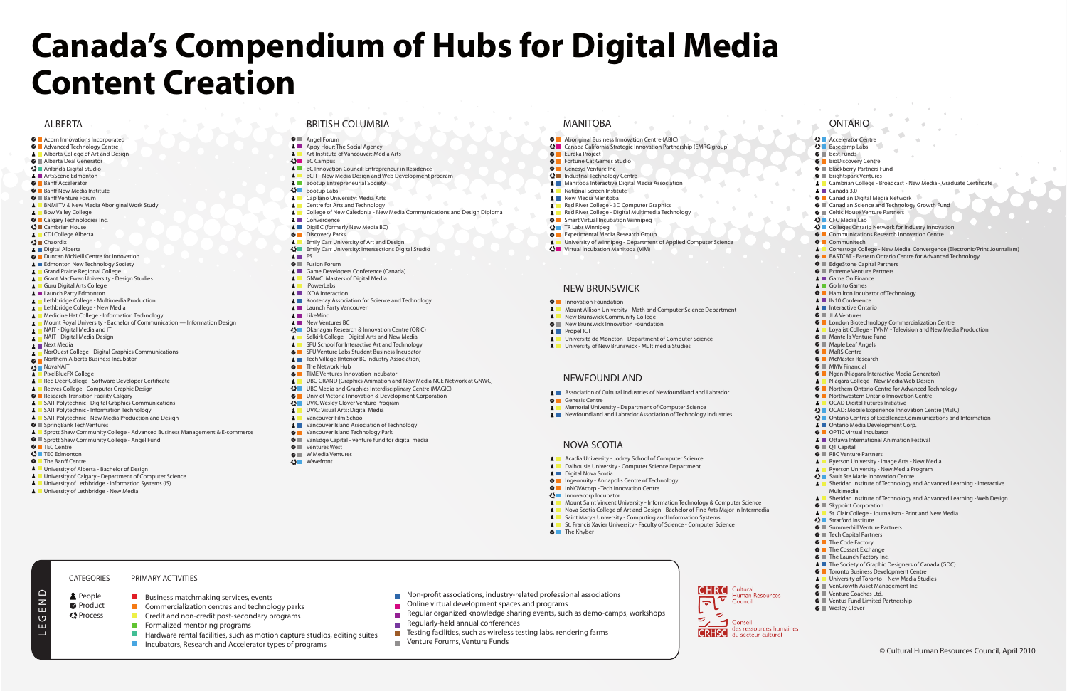# Canada's Compendium of Hubs for Digital Media Content Creation

## ALBERTA

- Acorn Innovations Incorporated
- Advanced Technology Centre
- Alberta College of Art and Design
- Alberta Deal Generator
- Anlanda Digital Studio
- ArtsScene Edmonton
- Banff Accelerator
- Banff New Media Institute
- Banff Venture Forum
- BNMI TV & New Media Aboriginal Work Study
- Bow Valley College
- Calgary Technologies Inc.
- Cambrian House
- CDI College Alberta
- Chaordix
- Digital Alberta
- Duncan McNeill Centre for Innovation
- Edmonton New Technology Society
- Grand Prairie Regional College
- Grant MacEwan University - Design Studies
- Guru Digital Arts College
- Launch Party Edmonton
- Lethbridge College - Multimedia Production
- Lethbridge College - New Media
- Medicine Hat College - Information Technology
- Mount Royal University - Bachelor of Communication — Information Design
- NAIT - Digital Media and IT
- NAIT - Digital Media Design
- Next Media
- NorQuest College - Digital Graphics Communications
- Northern Alberta Business Incubator
- NovaNAIT
- PixelBlueFX College
- Red Deer College - Software Developer Certificate
- Reeves College - Computer Graphic Design
- Research Transition Facility Calgary
- SAIT Polytechnic - Digital Graphics Communications
- SAIT Polytechnic - Information Technology
- SAIT Polytechnic - New Media Production and Design
- SpringBank TechVentures
- Sprott Shaw Community College - Advanced Business Management & E-commerce
- Sprott Shaw Community College - Angel Fund
- TEC Centre
- TEC Edmonton
- The Banff Centre
- University of Alberta - Bachelor of Design
- University of Calgary - Department of Computer Science
- University of Lethbridge - Information Systems (IS)
- University of Lethbridge - New Media

## BRITISH COLUMBIA

- Angel Forum
- Appy Hour: The Social Agency
- Art Institute of Vancouver: Media Arts
- BC Campus
- BC Innovation Council: Entrepreneur in Residence
- BCIT - New Media Design and Web Development program
- Bootup Entrepreneurial Society
- Bootup Labs
- Capilano University: Media Arts
- Centre for Arts and Technology
- College of New Caledonia - New Media Communications and Design Diploma
- Convergence
- DigiBC (formerly New Media BC)
- Discovery Parks
- Emily Carr University of Art and Design
- Emily Carr University: Intersections Digital Studio
- F5
- Fusion Forum
- Game Developers Conference (Canada)
- GNWC: Masters of Digital Media
- iPowerLabs
- IXDA Interaction
- Kootenay Association for Science and Technology
- Launch Party Vancouver
- LikeMind
- New Ventures BC
- Okanagan Research & Innovation Centre (ORIC)
- Selkirk College - Digital Arts and New Media
- SFU School for Interactive Art and Technology
- SFU Venture Labs Student Business Incubator
- Tech Village (Interior BC Industry Association)
- The Network Hub
- TIME Ventures Innovation Incubator
- UBC GRAND (Graphics Animation and New Media NCE Network at GNWC)
- UBC Media and Graphics Interdisciplinary Centre (MAGIC)
- Univ of Victoria Innovation & Development Corporation
- UVIC Wesley Clover Venture Program
- UVIC: Visual Arts: Digital Media
- Vancouver Film School
- Vancouver Island Association of Technology
- Vancouver Island Technology Park
- VanEdge Capital - venture fund for digital media
- Ventures West
- W Media Ventures
- Wavefront

## MANITOBA

- Aboriginal Business Innovation Centre (ABIC)
- Canada California Strategic Innovation Partnership (EMRG group)
- Eureka Project
- Fortune Cat Games Studio
- Genesys Venture Inc
- Industrial Technology Centre
- Manitoba Interactive Digital Media Association
- National Screen Institute
- New Media Manitoba
- Red River College - 3D Computer Graphics
- Red River College - Digital Multimedia Technology
- Smart Virtual Incubation Winnipeg
- TR Labs Winnipeg
- Experimental Media Research Group
- University of Winnipeg - Department of Applied Computer Science
- Virtual Incubation Manitoba (VIM)

## NEW BRUNSWICK

- Innovation Foundation
- Mount Allison University - Math and Computer Science Department
- New Brunswick Community College
- New Brunswick Innovation Foundation
- Propel ICT
- Université de Moncton - Department of Computer Science
- University of New Brunswick - Multimedia Studies

## NEWFOUNDLAND

- Association of Cultural Industries of Newfoundland and Labrador
- Genesis Centre
- Memorial University - Department of Computer Science
- Newfoundland and Labrador Association of Technology Industries

## NOVA SCOTIA

- Acadia University - Jodrey School of Computer Science
- Dalhousie University - Computer Science Department
- Digital Nova Scotia
- Ingeonuity - Annapolis Centre of Technology
- InNOVAcorp - Tech Innovation Centre
- Innovacorp Incubator
- Mount Saint Vincent University - Information Technology & Computer Science
- Nova Scotia College of Art and Design - Bachelor of Fine Arts Major in Intermedia
- Saint Mary's University - Computing and Information Systems
- St. Francis Xavier University - Faculty of Science - Computer Science
- The Khyber

## ONTARIO

- Accelerator Centre
- Basecamp Labs
- Best Funds
- BioDiscovery Centre
- Blackberry Partners Fund
- Brightspark Ventures
- Cambrian College - Broadcast - New Media - Graduate Certificate
- Canada 3.0
- Canadian Digital Media Network
- Canadian Science and Technology Growth Fund
- Celtic House Venture Partners
- CFC Media Lab
- Colleges Ontario Network for Industry Innovation
- Communications Research Innovation Centre
- Communitech
- Conestoga College - New Media: Convergence (Electronic/Print Journalism)
- EASTCAT - Eastern Ontario Centre for Advanced Technology
- EdgeStone Capital Partners
- Extreme Venture Partners
- Game On Finance
- Go Into Games
- Hamilton Incubator of Technology
- IN10 Conference
- Interactive Ontario
- JLA Ventures
- London Biotechnology Commercialization Centre
- Loyalist College - TVNM - Television and New Media Production
- Mantella Venture Fund
- Maple Leaf Angels
- MaRS Centre
- McMaster Research
- MMV Financial
- Ngen (Niagara Interactive Media Generator)
- Niagara College - New Media Web Design
- Northern Ontario Centre for Advanced Technology
- Northwestern Ontario Innovation Centre
- OCAD Digital Futures Initiative
- OCAD: Mobile Experience Innovation Centre (MEIC)
- Ontario Centres of Excellence:Communications and Information
- Ontario Media Development Corp.
- OPTIC Virtual Incubator
- Ottawa International Animation Festival
- Q1 Capital
- RBC Venture Partners
- Ryerson University - Image Arts - New Media
- Ryerson University - New Media Program
- Sault Ste Marie Innovation Centre
- Sheridan Institute of Technology and Advanced Learning - Interactive Multimedia
- Sheridan Institute of Technology and Advanced Learning - Web Design
- Skypoint Corporation
- St. Clair College - Journalism - Print and New Media
- Stratford Institute
- Summerhill Venture Partners
- Tech Capital Partners
- The Code Factory
- The Cossart Exchange
- The Launch Factory Inc.
- The Society of Graphic Designers of Canada (GDC)
- Toronto Business Development Centre
- University of Toronto - New Media Studies
- VenGrowth Asset Management Inc.
- Venture Coaches Ltd.
- Ventus Fund Limited Partnership
- Wesley Clover

## LEGEND

**CATEGORIES**

- People
- Product
- Process

**PRIMARY ACTIVITIES**

- Business matchmaking services, events
- Commercialization centres and technology parks
- Credit and non-credit post-secondary programs
- Formalized mentoring programs
- Hardware rental facilities, such as motion capture studios, editing suites
- Incubators, Research and Accelerator types of programs
- Non-profit associations, industry-related professional associations
- Online virtual development spaces and programs
- Regular organized knowledge sharing events, such as demo-camps, workshops
- Regularly-held annual conferences
- Testing facilities, such as wireless testing labs, rendering farms
- Venture Forums, Venture Funds

CHRC Cultural Human Resources Council
CRHSC Conseil des ressources humaines du secteur culturel

© Cultural Human Resources Council, April 2010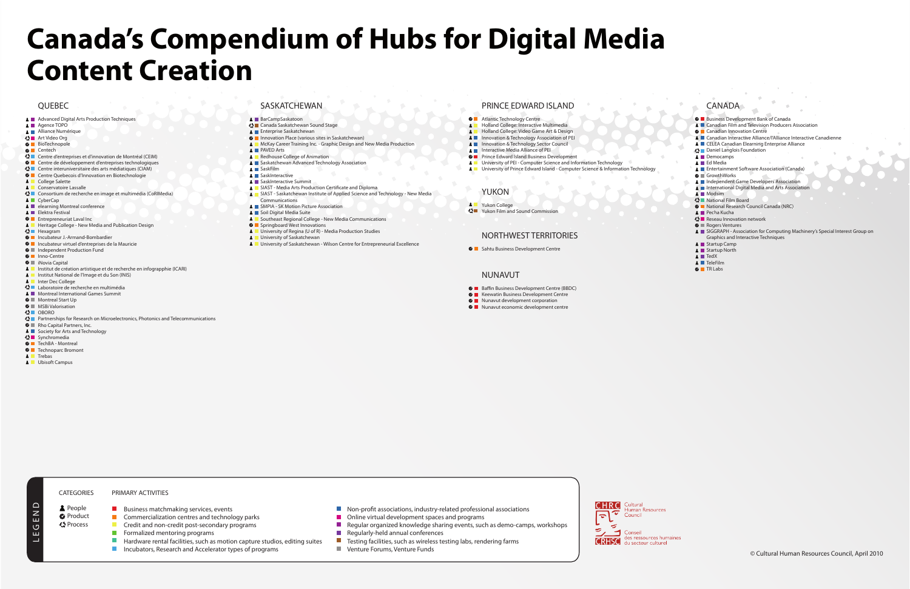# Canada's Compendium of Hubs for Digital Media Content Creation

## QUEBEC

- Advanced Digital Arts Production Techniques
- Agence TOPO
- Alliance Numérique
- Art Video Org
- BioTechnopole
- Centech
- Centre d'entreprises et d'innovation de Montréal (CEIM)
- Centre de développement d'entreprises technologiques
- Centre interuniversitaire des arts médiatiques (CIAM)
- Centre Quebecois d'Innovation en Biotechnologie
- College Salette
- Conservatoire Lassalle
- Consortium de recherche en image et multimédia (CoRIMedia)
- CyberCap
- elearning Montreal conference
- Elektra Festival
- Entrepreneuriat Laval Inc
- Heritage College - New Media and Publication Design
- Hexagram
- Incubateur J.-Armand-Bombardier
- Incubateur virtuel d'entreprises de la Mauricie
- Independent Production Fund
- Inno-Centre
- iNovia Capital
- Institut de création artistique et de recherche en infographie (ICARI)
- Institut National de l'Image et du Son (INIS)
- Inter Dec College
- Laboratoire de recherche en multimédia
- Montreal International Games Summit
- Montreal Start Up
- MSBi Valorisation
- OBORO
- Partnerships for Research on Microelectronics, Photonics and Telecommunications
- Rho Capital Partners, Inc.
- Society for Arts and Technology
- Synchromedia
- TechBA - Montreal
- Technoparc Bromont
- Trebas
- Ubisoft Campus

## SASKATCHEWAN

- BarCampSaskatoon
- Canada Saskatchewan Sound Stage
- Enterprise Saskatchewan
- Innovation Place (various sites in Saskatchewan)
- McKay Career Training Inc. - Graphic Design and New Media Production
- PAVED Arts
- Redhouse College of Animation
- Saskatchewan Advanced Technology Association
- SaskFilm
- SaskInteractive
- SaskInteractive Summit
- SIAST - Media Arts Production Certificate and Diploma
- SIAST - Saskatchewan Institute of Applied Science and Technology - New Media Communications
- SMPIA - SK Motion Picture Association
- Soil Digital Media Suite
- Southeast Regional College - New Media Communications
- Springboard West Innovations
- University of Regina (U of R) - Media Production Studies
- University of Saskatchewan
- University of Saskatchewan - Wilson Centre for Entrepreneurial Excellence

## PRINCE EDWARD ISLAND

- Atlantic Technology Centre
- Holland College: Interactive Multimedia
- Holland College: Video Game Art & Design
- Innovation & Technology Association of PEI
- Innovation & Technology Sector Council
- Interactive Media Alliance of PEI
- Prince Edward Island Business Development
- University of PEI - Computer Science and Information Technology
- University of Prince Edward Island - Computer Science & Information Technology

## YUKON

- Yukon College
- Yukon Film and Sound Commission

## NORTHWEST TERRITORIES

- Sahtu Business Development Centre

## NUNAVUT

- Baffin Business Development Centre (BBDC)
- Keewatin Business Development Centre
- Nunavut development corporation
- Nunavut economic development centre

## CANADA

- Business Development Bank of Canada
- Canadian Film and Television Producers Association
- Canadian Innovation Centre
- Canadian Interactive Alliance/l'Alliance Interactive Canadienne
- CELEA Canadian Elearning Enterprise Alliance
- Daniel Langlois Foundation
- Democamps
- Ed Media
- Entertainment Software Association (Canada)
- GrowthWorks
- Independent Game Developers Association
- International Digital Media and Arts Association
- Modsim
- National Film Board
- National Research Council Canada (NRC)
- Pecha Kucha
- Reseau Innovation network
- Rogers Ventures
- SIGGRAPH - Association for Computing Machinery's Special Interest Group on Graphics and Interactive Techniques
- Startup Camp
- Startup North
- TedX
- TeleFilm
- TR Labs

## LEGEND

**CATEGORIES**

- People
- Product
- Process

**PRIMARY ACTIVITIES**

- Business matchmaking services, events
- Commercialization centres and technology parks
- Credit and non-credit post-secondary programs
- Formalized mentoring programs
- Hardware rental facilities, such as motion capture studios, editing suites
- Incubators, Research and Accelerator types of programs
- Non-profit associations, industry-related professional associations
- Online virtual development spaces and programs
- Regular organized knowledge sharing events, such as demo-camps, workshops
- Regularly-held annual conferences
- Testing facilities, such as wireless testing labs, rendering farms
- Venture Forums, Venture Funds

CHRC Cultural Human Resources Council
CRHSC Conseil des ressources humaines du secteur culturel

© Cultural Human Resources Council, April 2010